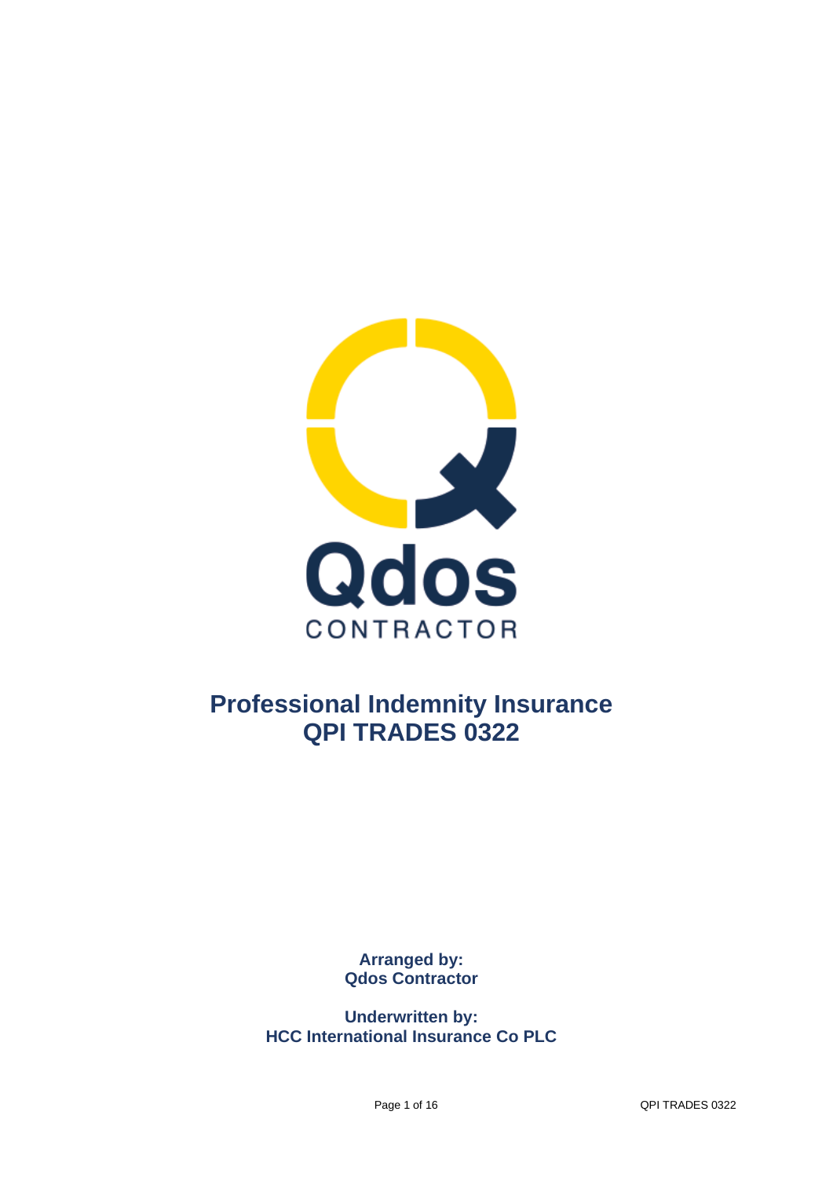Qdos

CONTRACTOR

# Professional Indemnity Insurance
# QPI TRADES 0322

**Arranged by:**
**Qdos Contractor**

**Underwritten by:**
**HCC International Insurance Co PLC**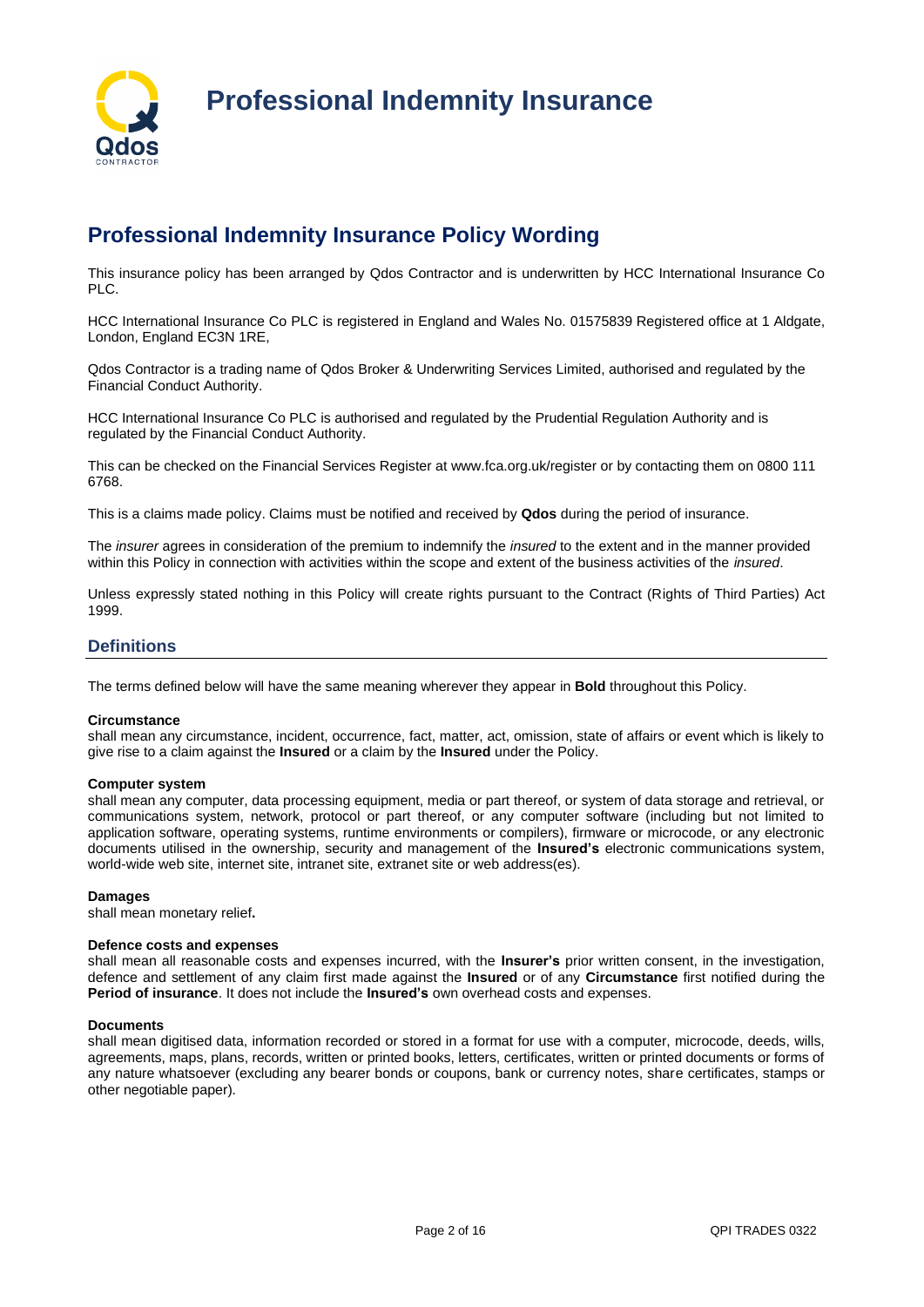# Professional Indemnity Insurance

## Professional Indemnity Insurance Policy Wording

This insurance policy has been arranged by Qdos Contractor and is underwritten by HCC International Insurance Co PLC.

HCC International Insurance Co PLC is registered in England and Wales No. 01575839 Registered office at 1 Aldgate, London, England EC3N 1RE,

Qdos Contractor is a trading name of Qdos Broker & Underwriting Services Limited, authorised and regulated by the Financial Conduct Authority.

HCC International Insurance Co PLC is authorised and regulated by the Prudential Regulation Authority and is regulated by the Financial Conduct Authority.

This can be checked on the Financial Services Register at www.fca.org.uk/register or by contacting them on 0800 111 6768.

This is a claims made policy. Claims must be notified and received by **Qdos** during the period of insurance.

The *insurer* agrees in consideration of the premium to indemnify the *insured* to the extent and in the manner provided within this Policy in connection with activities within the scope and extent of the business activities of the *insured*.

Unless expressly stated nothing in this Policy will create rights pursuant to the Contract (Rights of Third Parties) Act 1999.

### Definitions

The terms defined below will have the same meaning wherever they appear in **Bold** throughout this Policy.

**Circumstance**
shall mean any circumstance, incident, occurrence, fact, matter, act, omission, state of affairs or event which is likely to give rise to a claim against the **Insured** or a claim by the **Insured** under the Policy.

**Computer system**
shall mean any computer, data processing equipment, media or part thereof, or system of data storage and retrieval, or communications system, network, protocol or part thereof, or any computer software (including but not limited to application software, operating systems, runtime environments or compilers), firmware or microcode, or any electronic documents utilised in the ownership, security and management of the **Insured's** electronic communications system, world-wide web site, internet site, intranet site, extranet site or web address(es).

**Damages**
shall mean monetary relief**.**

**Defence costs and expenses**
shall mean all reasonable costs and expenses incurred, with the **Insurer's** prior written consent, in the investigation, defence and settlement of any claim first made against the **Insured** or of any **Circumstance** first notified during the **Period of insurance**. It does not include the **Insured's** own overhead costs and expenses.

**Documents**
shall mean digitised data, information recorded or stored in a format for use with a computer, microcode, deeds, wills, agreements, maps, plans, records, written or printed books, letters, certificates, written or printed documents or forms of any nature whatsoever (excluding any bearer bonds or coupons, bank or currency notes, share certificates, stamps or other negotiable paper).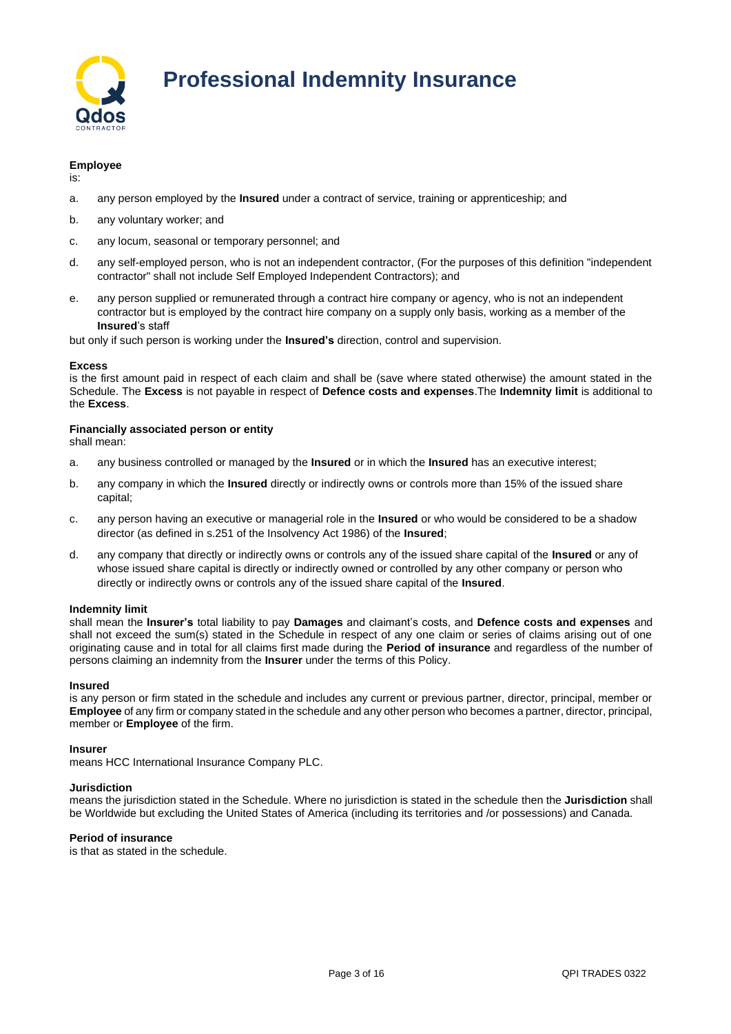# Professional Indemnity Insurance

**Employee**
is:

a. any person employed by the **Insured** under a contract of service, training or apprenticeship; and

b. any voluntary worker; and

c. any locum, seasonal or temporary personnel; and

d. any self-employed person, who is not an independent contractor, (For the purposes of this definition "independent contractor" shall not include Self Employed Independent Contractors); and

e. any person supplied or remunerated through a contract hire company or agency, who is not an independent contractor but is employed by the contract hire company on a supply only basis, working as a member of the **Insured**'s staff

but only if such person is working under the **Insured's** direction, control and supervision.

**Excess**
is the first amount paid in respect of each claim and shall be (save where stated otherwise) the amount stated in the Schedule. The **Excess** is not payable in respect of **Defence costs and expenses**.The **Indemnity limit** is additional to the **Excess**.

**Financially associated person or entity**
shall mean:

a. any business controlled or managed by the **Insured** or in which the **Insured** has an executive interest;

b. any company in which the **Insured** directly or indirectly owns or controls more than 15% of the issued share capital;

c. any person having an executive or managerial role in the **Insured** or who would be considered to be a shadow director (as defined in s.251 of the Insolvency Act 1986) of the **Insured**;

d. any company that directly or indirectly owns or controls any of the issued share capital of the **Insured** or any of whose issued share capital is directly or indirectly owned or controlled by any other company or person who directly or indirectly owns or controls any of the issued share capital of the **Insured**.

**Indemnity limit**
shall mean the **Insurer's** total liability to pay **Damages** and claimant's costs, and **Defence costs and expenses** and shall not exceed the sum(s) stated in the Schedule in respect of any one claim or series of claims arising out of one originating cause and in total for all claims first made during the **Period of insurance** and regardless of the number of persons claiming an indemnity from the **Insurer** under the terms of this Policy.

**Insured**
is any person or firm stated in the schedule and includes any current or previous partner, director, principal, member or **Employee** of any firm or company stated in the schedule and any other person who becomes a partner, director, principal, member or **Employee** of the firm.

**Insurer**
means HCC International Insurance Company PLC.

**Jurisdiction**
means the jurisdiction stated in the Schedule. Where no jurisdiction is stated in the schedule then the **Jurisdiction** shall be Worldwide but excluding the United States of America (including its territories and /or possessions) and Canada.

**Period of insurance**
is that as stated in the schedule.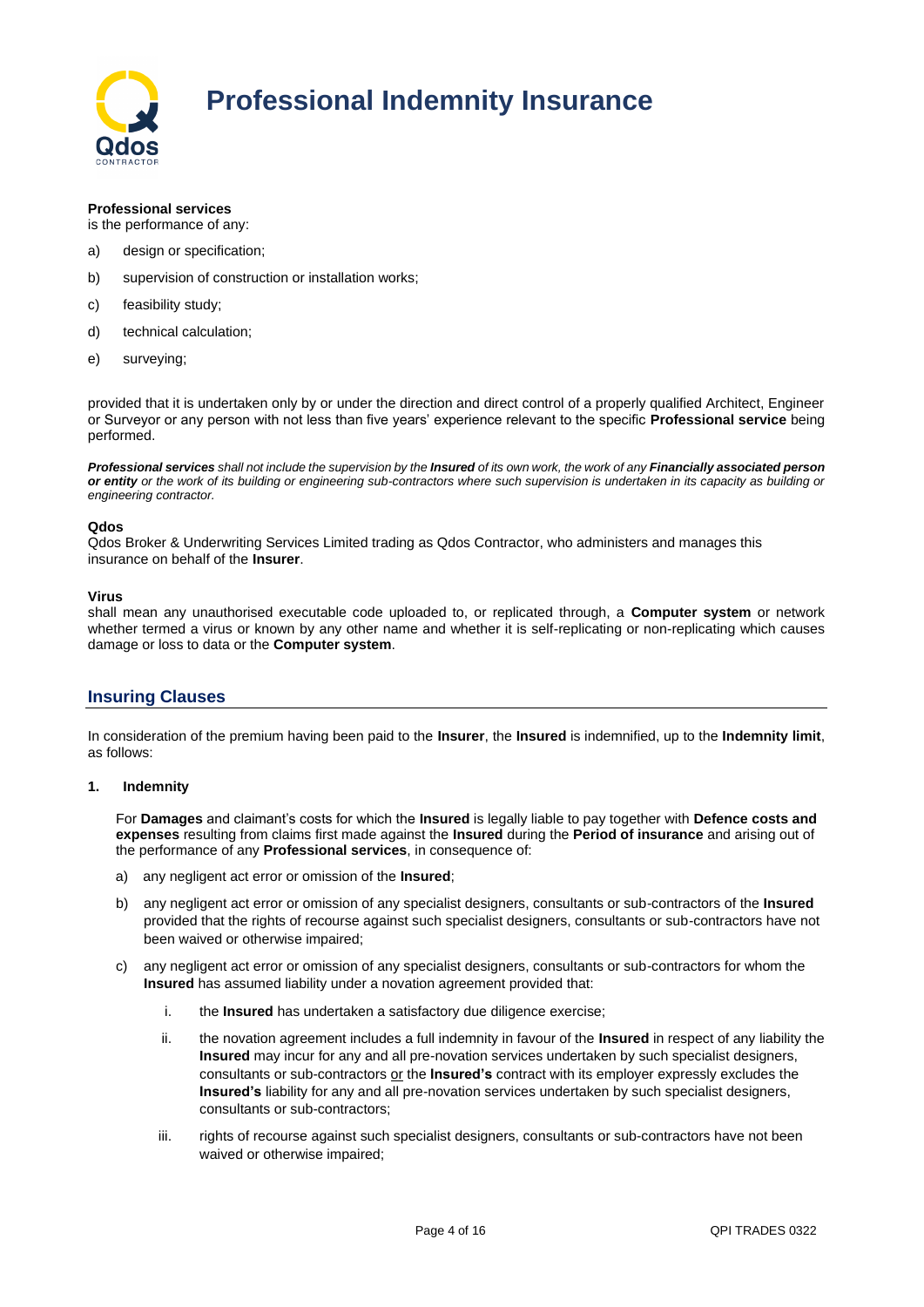**Professional services**
is the performance of any:

a) design or specification;

b) supervision of construction or installation works;

c) feasibility study;

d) technical calculation;

e) surveying;

provided that it is undertaken only by or under the direction and direct control of a properly qualified Architect, Engineer or Surveyor or any person with not less than five years' experience relevant to the specific **Professional service** being performed.

***Professional services*** *shall not include the supervision by the* ***Insured*** *of its own work, the work of any* ***Financially associated person or entity*** *or the work of its building or engineering sub-contractors where such supervision is undertaken in its capacity as building or engineering contractor.*

**Qdos**
Qdos Broker & Underwriting Services Limited trading as Qdos Contractor, who administers and manages this insurance on behalf of the **Insurer**.

**Virus**
shall mean any unauthorised executable code uploaded to, or replicated through, a **Computer system** or network whether termed a virus or known by any other name and whether it is self-replicating or non-replicating which causes damage or loss to data or the **Computer system**.

## Insuring Clauses

In consideration of the premium having been paid to the **Insurer**, the **Insured** is indemnified, up to the **Indemnity limit**, as follows:

**1. Indemnity**

For **Damages** and claimant's costs for which the **Insured** is legally liable to pay together with **Defence costs and expenses** resulting from claims first made against the **Insured** during the **Period of insurance** and arising out of the performance of any **Professional services**, in consequence of:

a) any negligent act error or omission of the **Insured**;

b) any negligent act error or omission of any specialist designers, consultants or sub-contractors of the **Insured** provided that the rights of recourse against such specialist designers, consultants or sub-contractors have not been waived or otherwise impaired;

c) any negligent act error or omission of any specialist designers, consultants or sub-contractors for whom the **Insured** has assumed liability under a novation agreement provided that:

   i. the **Insured** has undertaken a satisfactory due diligence exercise;

   ii. the novation agreement includes a full indemnity in favour of the **Insured** in respect of any liability the **Insured** may incur for any and all pre-novation services undertaken by such specialist designers, consultants or sub-contractors or the **Insured's** contract with its employer expressly excludes the **Insured's** liability for any and all pre-novation services undertaken by such specialist designers, consultants or sub-contractors;

   iii. rights of recourse against such specialist designers, consultants or sub-contractors have not been waived or otherwise impaired;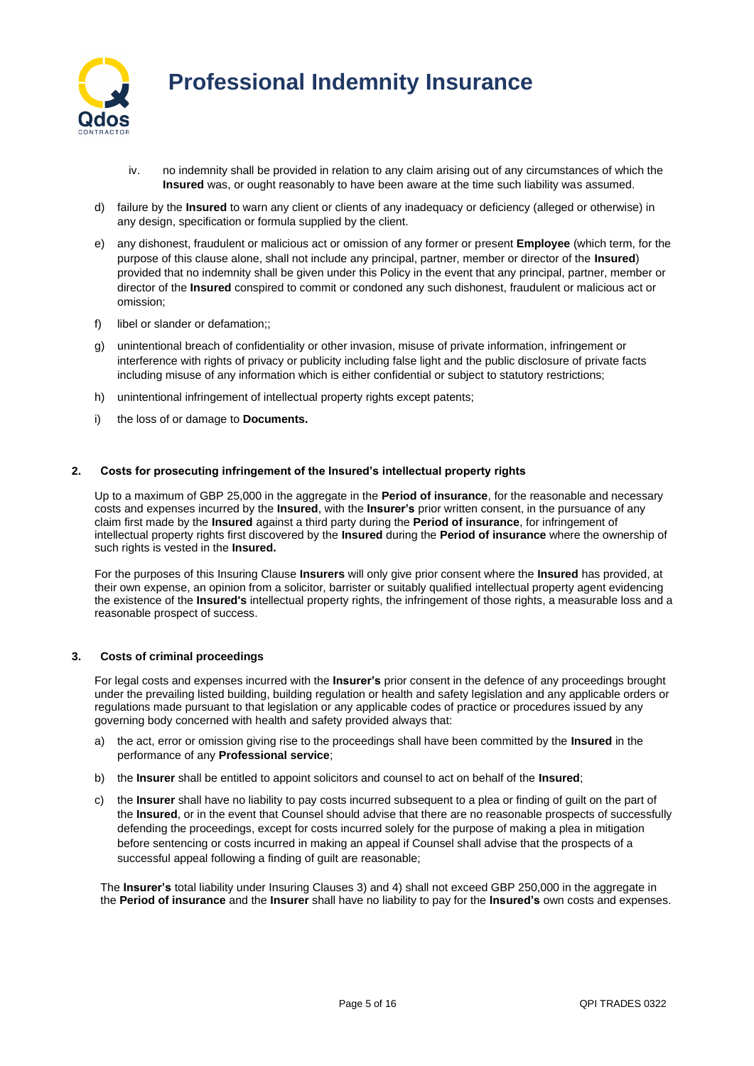iv. no indemnity shall be provided in relation to any claim arising out of any circumstances of which the **Insured** was, or ought reasonably to have been aware at the time such liability was assumed.

d) failure by the **Insured** to warn any client or clients of any inadequacy or deficiency (alleged or otherwise) in any design, specification or formula supplied by the client.

e) any dishonest, fraudulent or malicious act or omission of any former or present **Employee** (which term, for the purpose of this clause alone, shall not include any principal, partner, member or director of the **Insured**) provided that no indemnity shall be given under this Policy in the event that any principal, partner, member or director of the **Insured** conspired to commit or condoned any such dishonest, fraudulent or malicious act or omission;

f) libel or slander or defamation;;

g) unintentional breach of confidentiality or other invasion, misuse of private information, infringement or interference with rights of privacy or publicity including false light and the public disclosure of private facts including misuse of any information which is either confidential or subject to statutory restrictions;

h) unintentional infringement of intellectual property rights except patents;

i) the loss of or damage to **Documents.**

### 2. Costs for prosecuting infringement of the Insured's intellectual property rights

Up to a maximum of GBP 25,000 in the aggregate in the **Period of insurance**, for the reasonable and necessary costs and expenses incurred by the **Insured**, with the **Insurer's** prior written consent, in the pursuance of any claim first made by the **Insured** against a third party during the **Period of insurance**, for infringement of intellectual property rights first discovered by the **Insured** during the **Period of insurance** where the ownership of such rights is vested in the **Insured.**

For the purposes of this Insuring Clause **Insurers** will only give prior consent where the **Insured** has provided, at their own expense, an opinion from a solicitor, barrister or suitably qualified intellectual property agent evidencing the existence of the **Insured's** intellectual property rights, the infringement of those rights, a measurable loss and a reasonable prospect of success.

### 3. Costs of criminal proceedings

For legal costs and expenses incurred with the **Insurer's** prior consent in the defence of any proceedings brought under the prevailing listed building, building regulation or health and safety legislation and any applicable orders or regulations made pursuant to that legislation or any applicable codes of practice or procedures issued by any governing body concerned with health and safety provided always that:

a) the act, error or omission giving rise to the proceedings shall have been committed by the **Insured** in the performance of any **Professional service**;

b) the **Insurer** shall be entitled to appoint solicitors and counsel to act on behalf of the **Insured**;

c) the **Insurer** shall have no liability to pay costs incurred subsequent to a plea or finding of guilt on the part of the **Insured**, or in the event that Counsel should advise that there are no reasonable prospects of successfully defending the proceedings, except for costs incurred solely for the purpose of making a plea in mitigation before sentencing or costs incurred in making an appeal if Counsel shall advise that the prospects of a successful appeal following a finding of guilt are reasonable;

The **Insurer's** total liability under Insuring Clauses 3) and 4) shall not exceed GBP 250,000 in the aggregate in the **Period of insurance** and the **Insurer** shall have no liability to pay for the **Insured's** own costs and expenses.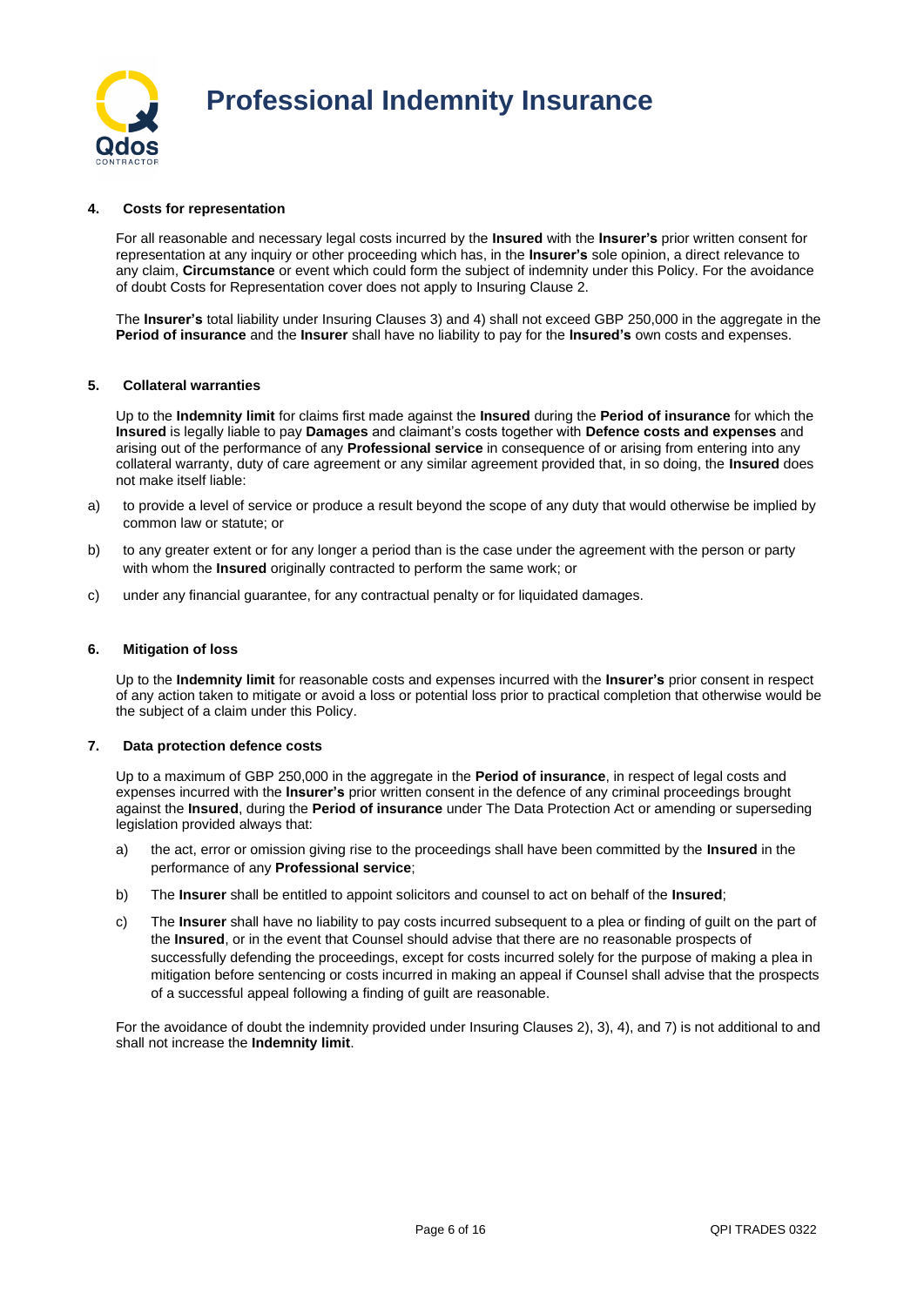### 4. Costs for representation

For all reasonable and necessary legal costs incurred by the **Insured** with the **Insurer's** prior written consent for representation at any inquiry or other proceeding which has, in the **Insurer's** sole opinion, a direct relevance to any claim, **Circumstance** or event which could form the subject of indemnity under this Policy. For the avoidance of doubt Costs for Representation cover does not apply to Insuring Clause 2.

The **Insurer's** total liability under Insuring Clauses 3) and 4) shall not exceed GBP 250,000 in the aggregate in the **Period of insurance** and the **Insurer** shall have no liability to pay for the **Insured's** own costs and expenses.

### 5. Collateral warranties

Up to the **Indemnity limit** for claims first made against the **Insured** during the **Period of insurance** for which the **Insured** is legally liable to pay **Damages** and claimant's costs together with **Defence costs and expenses** and arising out of the performance of any **Professional service** in consequence of or arising from entering into any collateral warranty, duty of care agreement or any similar agreement provided that, in so doing, the **Insured** does not make itself liable:

a) to provide a level of service or produce a result beyond the scope of any duty that would otherwise be implied by common law or statute; or

b) to any greater extent or for any longer a period than is the case under the agreement with the person or party with whom the **Insured** originally contracted to perform the same work; or

c) under any financial guarantee, for any contractual penalty or for liquidated damages.

### 6. Mitigation of loss

Up to the **Indemnity limit** for reasonable costs and expenses incurred with the **Insurer's** prior consent in respect of any action taken to mitigate or avoid a loss or potential loss prior to practical completion that otherwise would be the subject of a claim under this Policy.

### 7. Data protection defence costs

Up to a maximum of GBP 250,000 in the aggregate in the **Period of insurance**, in respect of legal costs and expenses incurred with the **Insurer's** prior written consent in the defence of any criminal proceedings brought against the **Insured**, during the **Period of insurance** under The Data Protection Act or amending or superseding legislation provided always that:

a) the act, error or omission giving rise to the proceedings shall have been committed by the **Insured** in the performance of any **Professional service**;

b) The **Insurer** shall be entitled to appoint solicitors and counsel to act on behalf of the **Insured**;

c) The **Insurer** shall have no liability to pay costs incurred subsequent to a plea or finding of guilt on the part of the **Insured**, or in the event that Counsel should advise that there are no reasonable prospects of successfully defending the proceedings, except for costs incurred solely for the purpose of making a plea in mitigation before sentencing or costs incurred in making an appeal if Counsel shall advise that the prospects of a successful appeal following a finding of guilt are reasonable.

For the avoidance of doubt the indemnity provided under Insuring Clauses 2), 3), 4), and 7) is not additional to and shall not increase the **Indemnity limit**.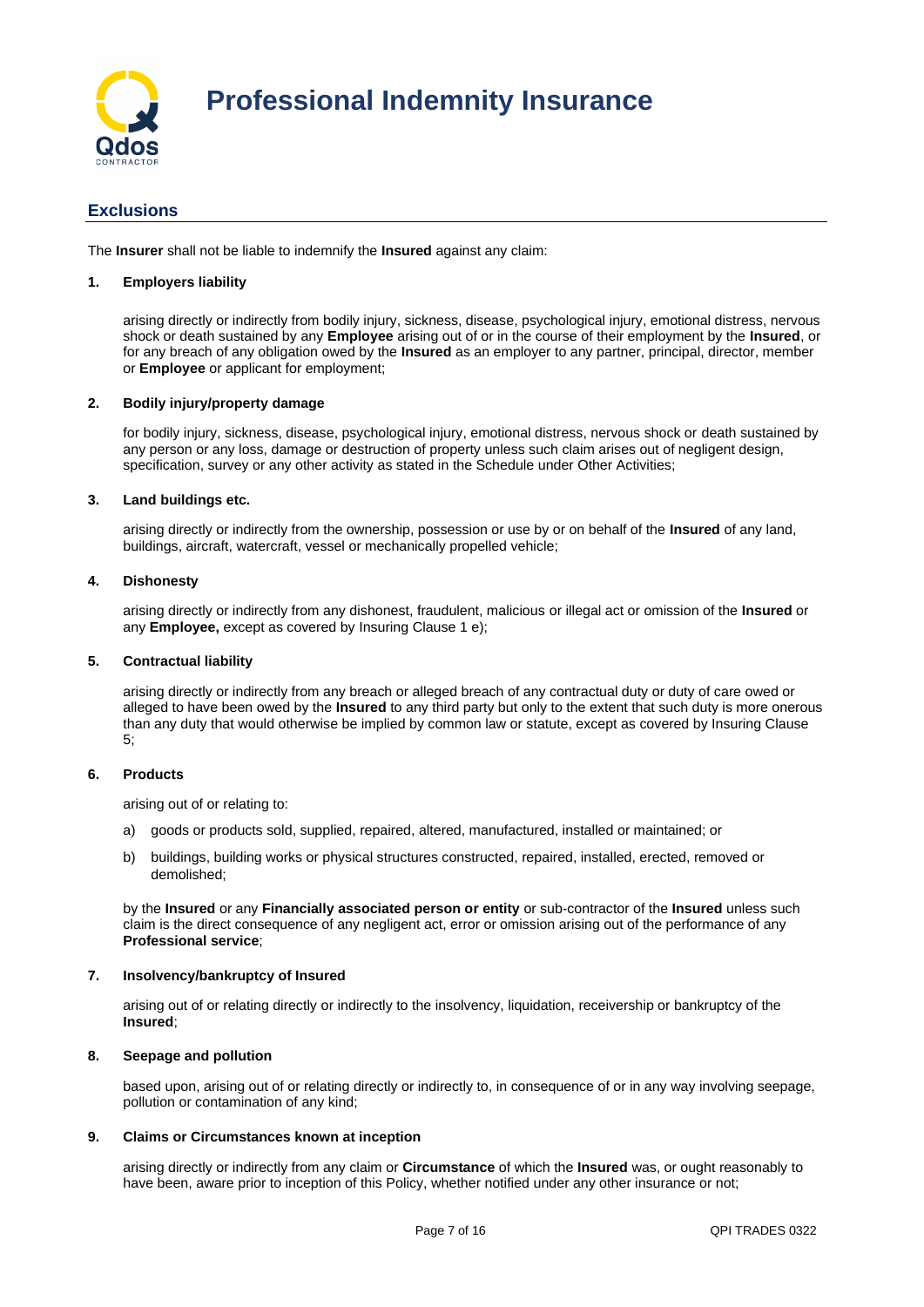# Professional Indemnity Insurance

## Exclusions

The **Insurer** shall not be liable to indemnify the **Insured** against any claim:

**1. Employers liability**

arising directly or indirectly from bodily injury, sickness, disease, psychological injury, emotional distress, nervous shock or death sustained by any **Employee** arising out of or in the course of their employment by the **Insured**, or for any breach of any obligation owed by the **Insured** as an employer to any partner, principal, director, member or **Employee** or applicant for employment;

**2. Bodily injury/property damage**

for bodily injury, sickness, disease, psychological injury, emotional distress, nervous shock or death sustained by any person or any loss, damage or destruction of property unless such claim arises out of negligent design, specification, survey or any other activity as stated in the Schedule under Other Activities;

**3. Land buildings etc.**

arising directly or indirectly from the ownership, possession or use by or on behalf of the **Insured** of any land, buildings, aircraft, watercraft, vessel or mechanically propelled vehicle;

**4. Dishonesty**

arising directly or indirectly from any dishonest, fraudulent, malicious or illegal act or omission of the **Insured** or any **Employee,** except as covered by Insuring Clause 1 e);

**5. Contractual liability**

arising directly or indirectly from any breach or alleged breach of any contractual duty or duty of care owed or alleged to have been owed by the **Insured** to any third party but only to the extent that such duty is more onerous than any duty that would otherwise be implied by common law or statute, except as covered by Insuring Clause 5;

**6. Products**

arising out of or relating to:

a) goods or products sold, supplied, repaired, altered, manufactured, installed or maintained; or

b) buildings, building works or physical structures constructed, repaired, installed, erected, removed or demolished;

by the **Insured** or any **Financially associated person or entity** or sub-contractor of the **Insured** unless such claim is the direct consequence of any negligent act, error or omission arising out of the performance of any **Professional service**;

**7. Insolvency/bankruptcy of Insured**

arising out of or relating directly or indirectly to the insolvency, liquidation, receivership or bankruptcy of the **Insured**;

**8. Seepage and pollution**

based upon, arising out of or relating directly or indirectly to, in consequence of or in any way involving seepage, pollution or contamination of any kind;

**9. Claims or Circumstances known at inception**

arising directly or indirectly from any claim or **Circumstance** of which the **Insured** was, or ought reasonably to have been, aware prior to inception of this Policy, whether notified under any other insurance or not;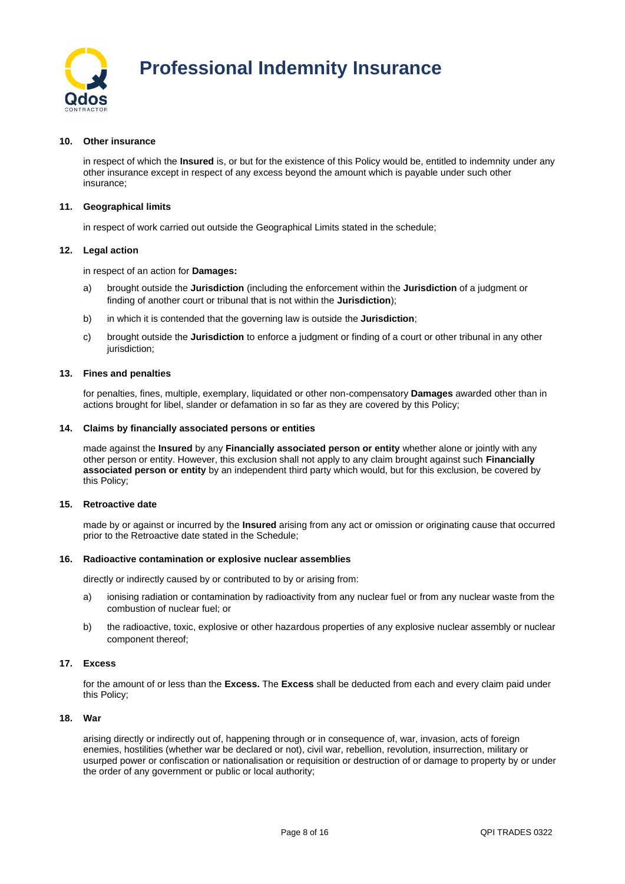### 10. Other insurance

in respect of which the **Insured** is, or but for the existence of this Policy would be, entitled to indemnity under any other insurance except in respect of any excess beyond the amount which is payable under such other insurance;

### 11. Geographical limits

in respect of work carried out outside the Geographical Limits stated in the schedule;

### 12. Legal action

in respect of an action for **Damages:**

a) brought outside the **Jurisdiction** (including the enforcement within the **Jurisdiction** of a judgment or finding of another court or tribunal that is not within the **Jurisdiction**);

b) in which it is contended that the governing law is outside the **Jurisdiction**;

c) brought outside the **Jurisdiction** to enforce a judgment or finding of a court or other tribunal in any other jurisdiction;

### 13. Fines and penalties

for penalties, fines, multiple, exemplary, liquidated or other non-compensatory **Damages** awarded other than in actions brought for libel, slander or defamation in so far as they are covered by this Policy;

### 14. Claims by financially associated persons or entities

made against the **Insured** by any **Financially associated person or entity** whether alone or jointly with any other person or entity. However, this exclusion shall not apply to any claim brought against such **Financially associated person or entity** by an independent third party which would, but for this exclusion, be covered by this Policy;

### 15. Retroactive date

made by or against or incurred by the **Insured** arising from any act or omission or originating cause that occurred prior to the Retroactive date stated in the Schedule;

### 16. Radioactive contamination or explosive nuclear assemblies

directly or indirectly caused by or contributed to by or arising from:

a) ionising radiation or contamination by radioactivity from any nuclear fuel or from any nuclear waste from the combustion of nuclear fuel; or

b) the radioactive, toxic, explosive or other hazardous properties of any explosive nuclear assembly or nuclear component thereof;

### 17. Excess

for the amount of or less than the **Excess.** The **Excess** shall be deducted from each and every claim paid under this Policy;

### 18. War

arising directly or indirectly out of, happening through or in consequence of, war, invasion, acts of foreign enemies, hostilities (whether war be declared or not), civil war, rebellion, revolution, insurrection, military or usurped power or confiscation or nationalisation or requisition or destruction of or damage to property by or under the order of any government or public or local authority;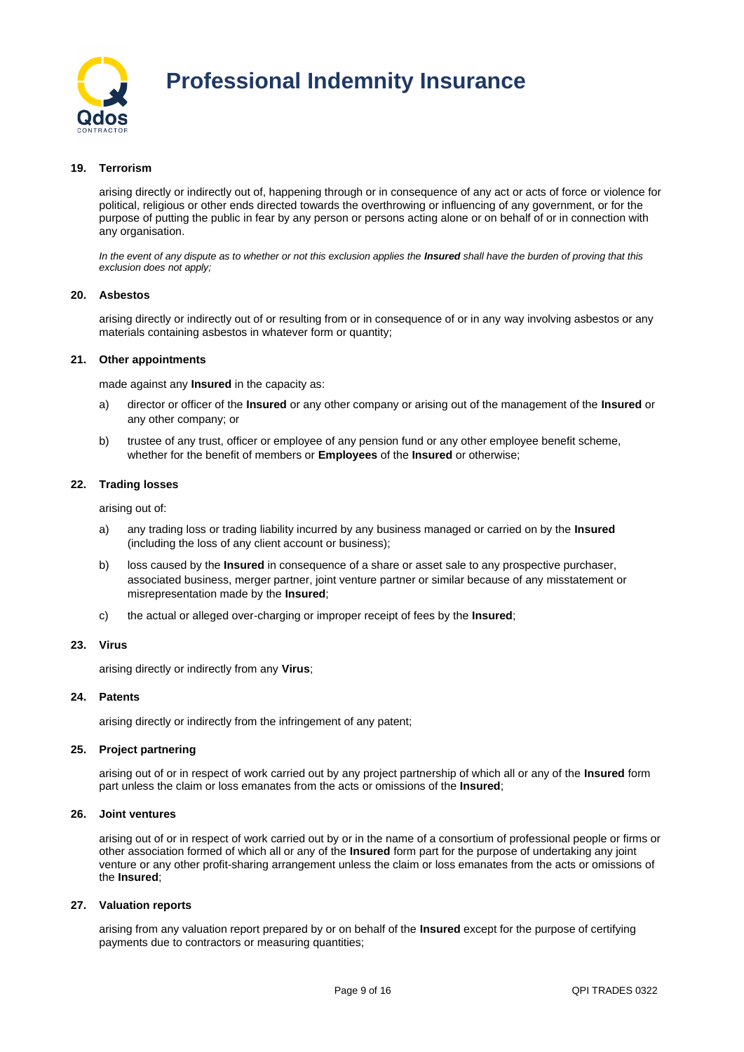**19. Terrorism**

arising directly or indirectly out of, happening through or in consequence of any act or acts of force or violence for political, religious or other ends directed towards the overthrowing or influencing of any government, or for the purpose of putting the public in fear by any person or persons acting alone or on behalf of or in connection with any organisation.

*In the event of any dispute as to whether or not this exclusion applies the **Insured** shall have the burden of proving that this exclusion does not apply;*

**20. Asbestos**

arising directly or indirectly out of or resulting from or in consequence of or in any way involving asbestos or any materials containing asbestos in whatever form or quantity;

**21. Other appointments**

made against any **Insured** in the capacity as:

a) director or officer of the **Insured** or any other company or arising out of the management of the **Insured** or any other company; or

b) trustee of any trust, officer or employee of any pension fund or any other employee benefit scheme, whether for the benefit of members or **Employees** of the **Insured** or otherwise;

**22. Trading losses**

arising out of:

a) any trading loss or trading liability incurred by any business managed or carried on by the **Insured** (including the loss of any client account or business);

b) loss caused by the **Insured** in consequence of a share or asset sale to any prospective purchaser, associated business, merger partner, joint venture partner or similar because of any misstatement or misrepresentation made by the **Insured**;

c) the actual or alleged over-charging or improper receipt of fees by the **Insured**;

**23. Virus**

arising directly or indirectly from any **Virus**;

**24. Patents**

arising directly or indirectly from the infringement of any patent;

**25. Project partnering**

arising out of or in respect of work carried out by any project partnership of which all or any of the **Insured** form part unless the claim or loss emanates from the acts or omissions of the **Insured**;

**26. Joint ventures**

arising out of or in respect of work carried out by or in the name of a consortium of professional people or firms or other association formed of which all or any of the **Insured** form part for the purpose of undertaking any joint venture or any other profit-sharing arrangement unless the claim or loss emanates from the acts or omissions of the **Insured**;

**27. Valuation reports**

arising from any valuation report prepared by or on behalf of the **Insured** except for the purpose of certifying payments due to contractors or measuring quantities;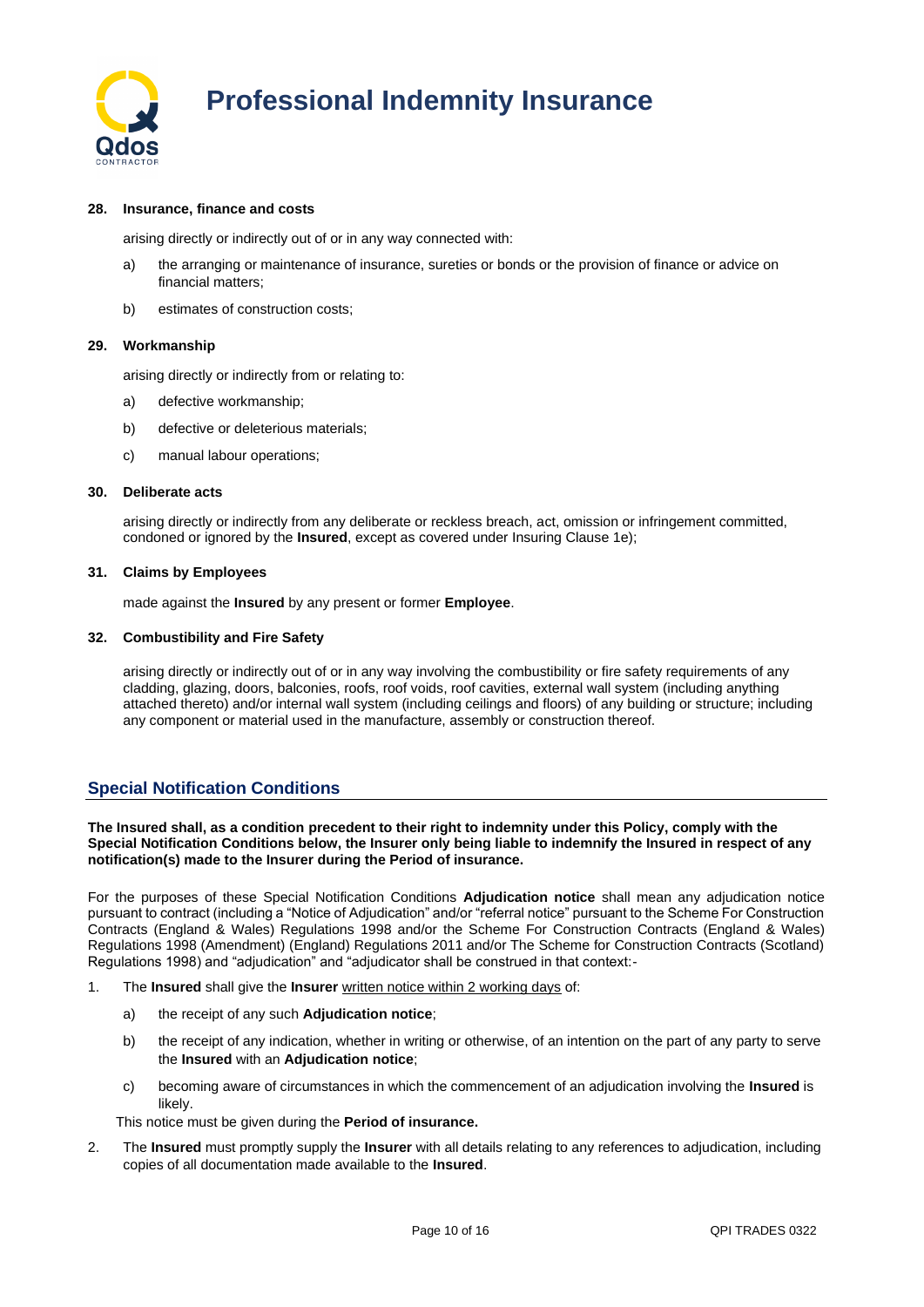**28. Insurance, finance and costs**

arising directly or indirectly out of or in any way connected with:

a) the arranging or maintenance of insurance, sureties or bonds or the provision of finance or advice on financial matters;

b) estimates of construction costs;

**29. Workmanship**

arising directly or indirectly from or relating to:

a) defective workmanship;

b) defective or deleterious materials;

c) manual labour operations;

**30. Deliberate acts**

arising directly or indirectly from any deliberate or reckless breach, act, omission or infringement committed, condoned or ignored by the **Insured**, except as covered under Insuring Clause 1e);

**31. Claims by Employees**

made against the **Insured** by any present or former **Employee**.

**32. Combustibility and Fire Safety**

arising directly or indirectly out of or in any way involving the combustibility or fire safety requirements of any cladding, glazing, doors, balconies, roofs, roof voids, roof cavities, external wall system (including anything attached thereto) and/or internal wall system (including ceilings and floors) of any building or structure; including any component or material used in the manufacture, assembly or construction thereof.

## Special Notification Conditions

**The Insured shall, as a condition precedent to their right to indemnity under this Policy, comply with the Special Notification Conditions below, the Insurer only being liable to indemnify the Insured in respect of any notification(s) made to the Insurer during the Period of insurance.**

For the purposes of these Special Notification Conditions **Adjudication notice** shall mean any adjudication notice pursuant to contract (including a "Notice of Adjudication" and/or "referral notice" pursuant to the Scheme For Construction Contracts (England & Wales) Regulations 1998 and/or the Scheme For Construction Contracts (England & Wales) Regulations 1998 (Amendment) (England) Regulations 2011 and/or The Scheme for Construction Contracts (Scotland) Regulations 1998) and "adjudication" and "adjudicator shall be construed in that context:-

1. The **Insured** shall give the **Insurer** <u>written notice within 2 working days</u> of:

   a) the receipt of any such **Adjudication notice**;

   b) the receipt of any indication, whether in writing or otherwise, of an intention on the part of any party to serve the **Insured** with an **Adjudication notice**;

   c) becoming aware of circumstances in which the commencement of an adjudication involving the **Insured** is likely.

   This notice must be given during the **Period of insurance.**

2. The **Insured** must promptly supply the **Insurer** with all details relating to any references to adjudication, including copies of all documentation made available to the **Insured**.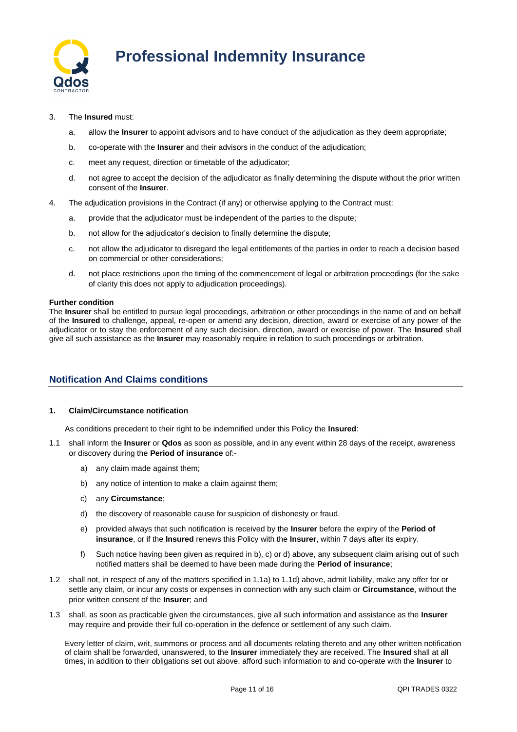3. The **Insured** must:

   a. allow the **Insurer** to appoint advisors and to have conduct of the adjudication as they deem appropriate;

   b. co-operate with the **Insurer** and their advisors in the conduct of the adjudication;

   c. meet any request, direction or timetable of the adjudicator;

   d. not agree to accept the decision of the adjudicator as finally determining the dispute without the prior written consent of the **Insurer**.

4. The adjudication provisions in the Contract (if any) or otherwise applying to the Contract must:

   a. provide that the adjudicator must be independent of the parties to the dispute;

   b. not allow for the adjudicator's decision to finally determine the dispute;

   c. not allow the adjudicator to disregard the legal entitlements of the parties in order to reach a decision based on commercial or other considerations;

   d. not place restrictions upon the timing of the commencement of legal or arbitration proceedings (for the sake of clarity this does not apply to adjudication proceedings).

**Further condition**

The **Insurer** shall be entitled to pursue legal proceedings, arbitration or other proceedings in the name of and on behalf of the **Insured** to challenge, appeal, re-open or amend any decision, direction, award or exercise of any power of the adjudicator or to stay the enforcement of any such decision, direction, award or exercise of power. The **Insured** shall give all such assistance as the **Insurer** may reasonably require in relation to such proceedings or arbitration.

## Notification And Claims conditions

**1. Claim/Circumstance notification**

As conditions precedent to their right to be indemnified under this Policy the **Insured**:

1.1 shall inform the **Insurer** or **Qdos** as soon as possible, and in any event within 28 days of the receipt, awareness or discovery during the **Period of insurance** of:-

   a) any claim made against them;

   b) any notice of intention to make a claim against them;

   c) any **Circumstance**;

   d) the discovery of reasonable cause for suspicion of dishonesty or fraud.

   e) provided always that such notification is received by the **Insurer** before the expiry of the **Period of insurance**, or if the **Insured** renews this Policy with the **Insurer**, within 7 days after its expiry.

   f) Such notice having been given as required in b), c) or d) above, any subsequent claim arising out of such notified matters shall be deemed to have been made during the **Period of insurance**;

1.2 shall not, in respect of any of the matters specified in 1.1a) to 1.1d) above, admit liability, make any offer for or settle any claim, or incur any costs or expenses in connection with any such claim or **Circumstance**, without the prior written consent of the **Insurer**; and

1.3 shall, as soon as practicable given the circumstances, give all such information and assistance as the **Insurer** may require and provide their full co-operation in the defence or settlement of any such claim.

Every letter of claim, writ, summons or process and all documents relating thereto and any other written notification of claim shall be forwarded, unanswered, to the **Insurer** immediately they are received. The **Insured** shall at all times, in addition to their obligations set out above, afford such information to and co-operate with the **Insurer** to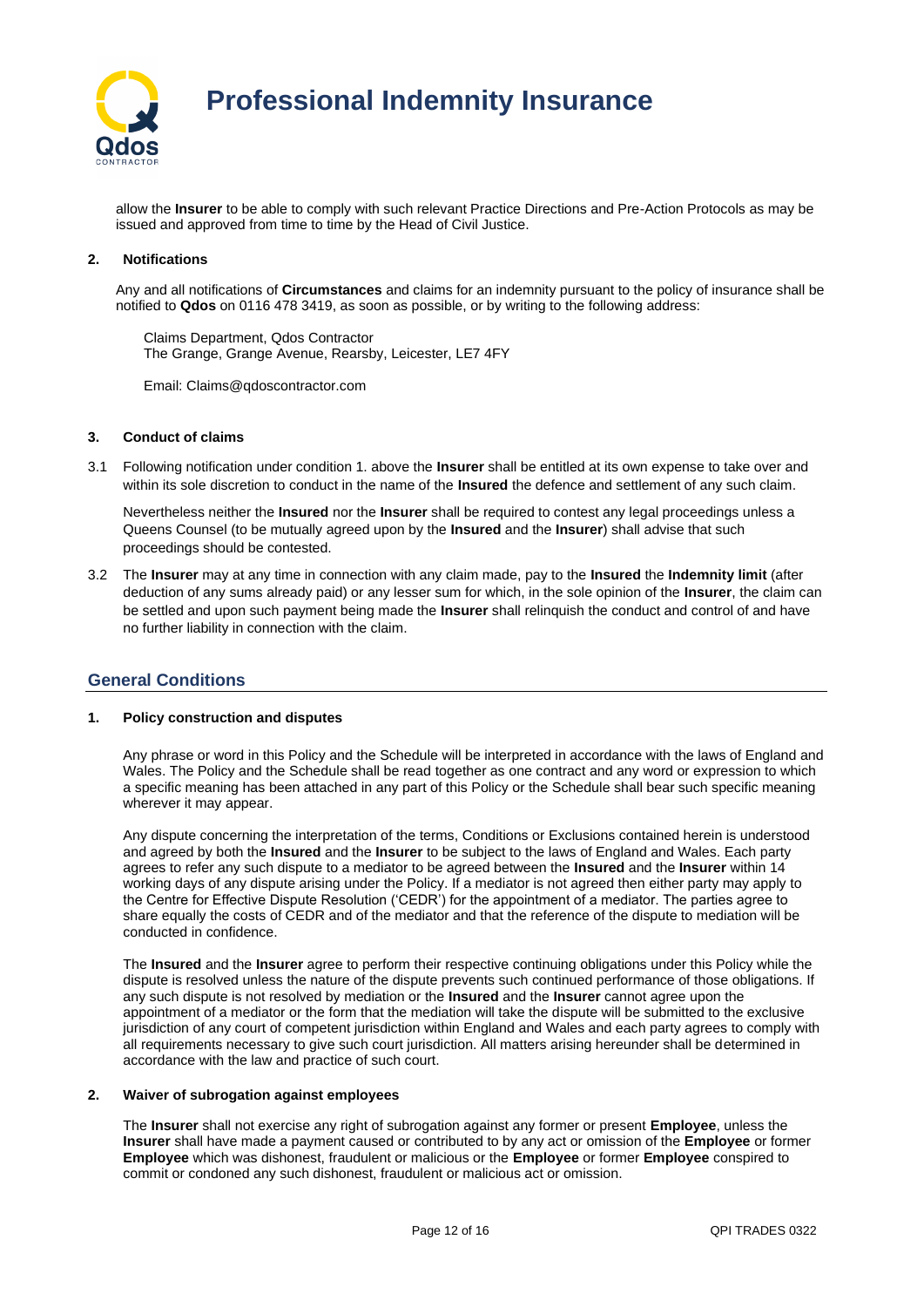allow the **Insurer** to be able to comply with such relevant Practice Directions and Pre-Action Protocols as may be issued and approved from time to time by the Head of Civil Justice.

**2. Notifications**

Any and all notifications of **Circumstances** and claims for an indemnity pursuant to the policy of insurance shall be notified to **Qdos** on 0116 478 3419, as soon as possible, or by writing to the following address:

Claims Department, Qdos Contractor
The Grange, Grange Avenue, Rearsby, Leicester, LE7 4FY

Email: Claims@qdoscontractor.com

**3. Conduct of claims**

3.1 Following notification under condition 1. above the **Insurer** shall be entitled at its own expense to take over and within its sole discretion to conduct in the name of the **Insured** the defence and settlement of any such claim.

Nevertheless neither the **Insured** nor the **Insurer** shall be required to contest any legal proceedings unless a Queens Counsel (to be mutually agreed upon by the **Insured** and the **Insurer**) shall advise that such proceedings should be contested.

3.2 The **Insurer** may at any time in connection with any claim made, pay to the **Insured** the **Indemnity limit** (after deduction of any sums already paid) or any lesser sum for which, in the sole opinion of the **Insurer**, the claim can be settled and upon such payment being made the **Insurer** shall relinquish the conduct and control of and have no further liability in connection with the claim.

## General Conditions

**1. Policy construction and disputes**

Any phrase or word in this Policy and the Schedule will be interpreted in accordance with the laws of England and Wales. The Policy and the Schedule shall be read together as one contract and any word or expression to which a specific meaning has been attached in any part of this Policy or the Schedule shall bear such specific meaning wherever it may appear.

Any dispute concerning the interpretation of the terms, Conditions or Exclusions contained herein is understood and agreed by both the **Insured** and the **Insurer** to be subject to the laws of England and Wales. Each party agrees to refer any such dispute to a mediator to be agreed between the **Insured** and the **Insurer** within 14 working days of any dispute arising under the Policy. If a mediator is not agreed then either party may apply to the Centre for Effective Dispute Resolution ('CEDR') for the appointment of a mediator. The parties agree to share equally the costs of CEDR and of the mediator and that the reference of the dispute to mediation will be conducted in confidence.

The **Insured** and the **Insurer** agree to perform their respective continuing obligations under this Policy while the dispute is resolved unless the nature of the dispute prevents such continued performance of those obligations. If any such dispute is not resolved by mediation or the **Insured** and the **Insurer** cannot agree upon the appointment of a mediator or the form that the mediation will take the dispute will be submitted to the exclusive jurisdiction of any court of competent jurisdiction within England and Wales and each party agrees to comply with all requirements necessary to give such court jurisdiction. All matters arising hereunder shall be determined in accordance with the law and practice of such court.

**2. Waiver of subrogation against employees**

The **Insurer** shall not exercise any right of subrogation against any former or present **Employee**, unless the **Insurer** shall have made a payment caused or contributed to by any act or omission of the **Employee** or former **Employee** which was dishonest, fraudulent or malicious or the **Employee** or former **Employee** conspired to commit or condoned any such dishonest, fraudulent or malicious act or omission.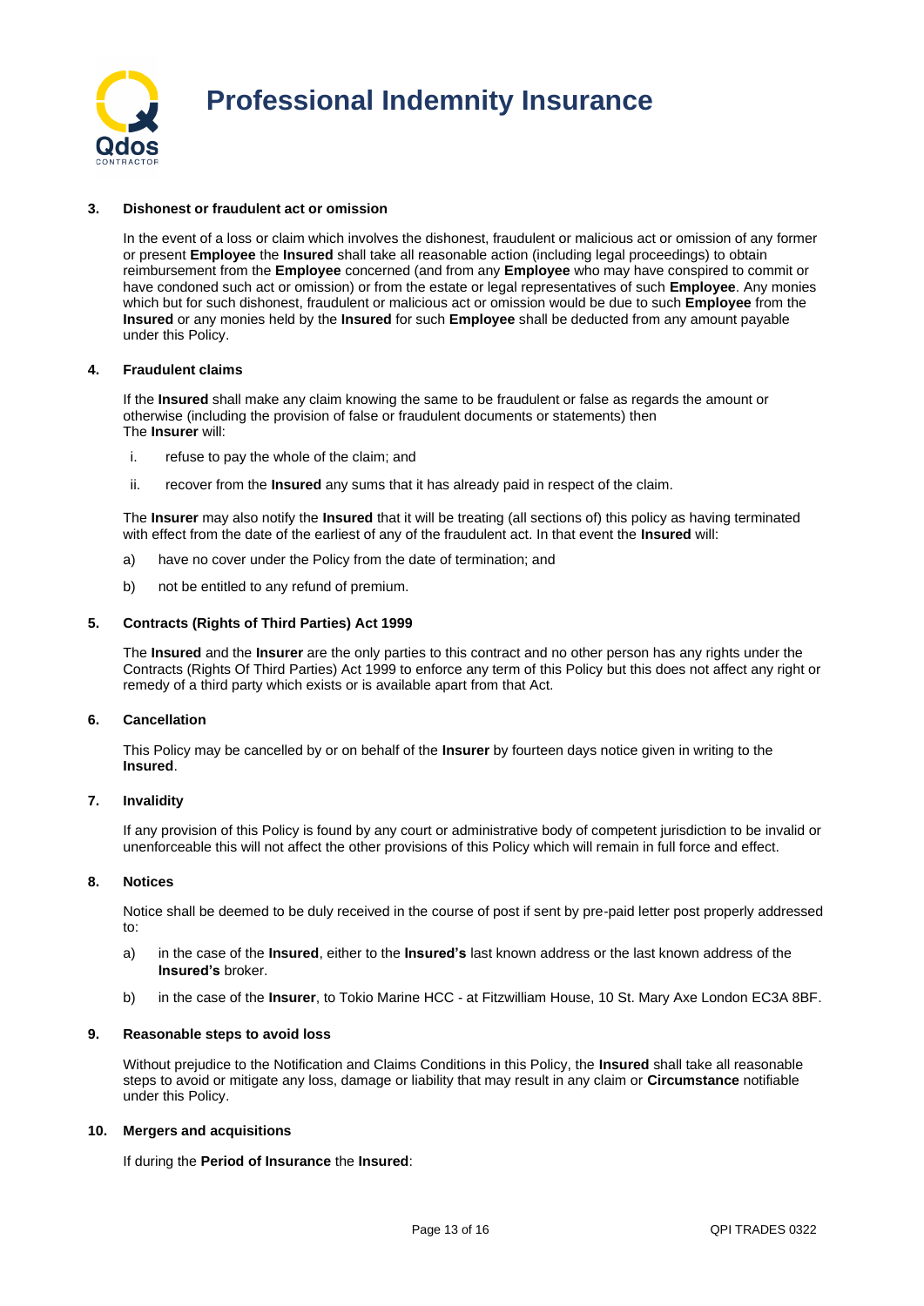### 3. Dishonest or fraudulent act or omission

In the event of a loss or claim which involves the dishonest, fraudulent or malicious act or omission of any former or present **Employee** the **Insured** shall take all reasonable action (including legal proceedings) to obtain reimbursement from the **Employee** concerned (and from any **Employee** who may have conspired to commit or have condoned such act or omission) or from the estate or legal representatives of such **Employee**. Any monies which but for such dishonest, fraudulent or malicious act or omission would be due to such **Employee** from the **Insured** or any monies held by the **Insured** for such **Employee** shall be deducted from any amount payable under this Policy.

### 4. Fraudulent claims

If the **Insured** shall make any claim knowing the same to be fraudulent or false as regards the amount or otherwise (including the provision of false or fraudulent documents or statements) then
The **Insurer** will:

i. refuse to pay the whole of the claim; and

ii. recover from the **Insured** any sums that it has already paid in respect of the claim.

The **Insurer** may also notify the **Insured** that it will be treating (all sections of) this policy as having terminated with effect from the date of the earliest of any of the fraudulent act. In that event the **Insured** will:

a) have no cover under the Policy from the date of termination; and

b) not be entitled to any refund of premium.

### 5. Contracts (Rights of Third Parties) Act 1999

The **Insured** and the **Insurer** are the only parties to this contract and no other person has any rights under the Contracts (Rights Of Third Parties) Act 1999 to enforce any term of this Policy but this does not affect any right or remedy of a third party which exists or is available apart from that Act.

### 6. Cancellation

This Policy may be cancelled by or on behalf of the **Insurer** by fourteen days notice given in writing to the **Insured**.

### 7. Invalidity

If any provision of this Policy is found by any court or administrative body of competent jurisdiction to be invalid or unenforceable this will not affect the other provisions of this Policy which will remain in full force and effect.

### 8. Notices

Notice shall be deemed to be duly received in the course of post if sent by pre-paid letter post properly addressed to:

a) in the case of the **Insured**, either to the **Insured's** last known address or the last known address of the **Insured's** broker.

b) in the case of the **Insurer**, to Tokio Marine HCC - at Fitzwilliam House, 10 St. Mary Axe London EC3A 8BF.

### 9. Reasonable steps to avoid loss

Without prejudice to the Notification and Claims Conditions in this Policy, the **Insured** shall take all reasonable steps to avoid or mitigate any loss, damage or liability that may result in any claim or **Circumstance** notifiable under this Policy.

### 10. Mergers and acquisitions

If during the **Period of Insurance** the **Insured**: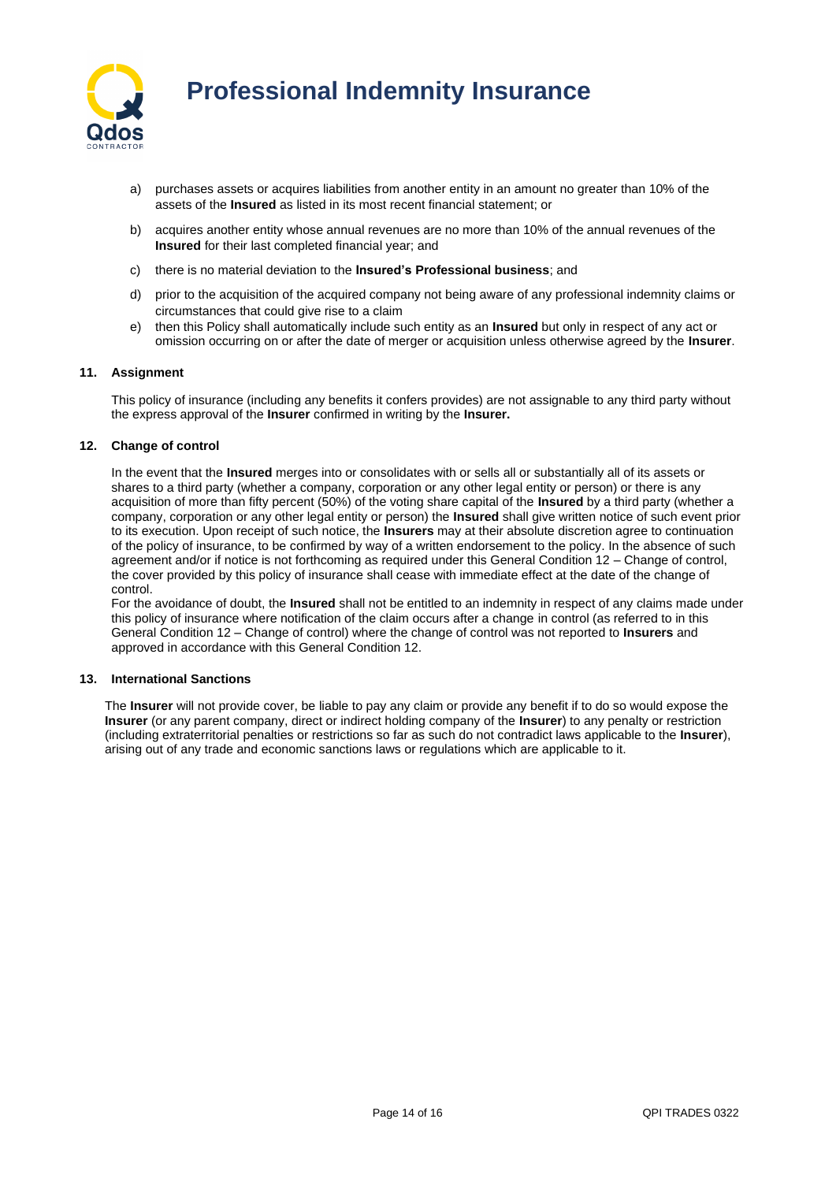a) purchases assets or acquires liabilities from another entity in an amount no greater than 10% of the assets of the **Insured** as listed in its most recent financial statement; or

b) acquires another entity whose annual revenues are no more than 10% of the annual revenues of the **Insured** for their last completed financial year; and

c) there is no material deviation to the **Insured's Professional business**; and

d) prior to the acquisition of the acquired company not being aware of any professional indemnity claims or circumstances that could give rise to a claim

e) then this Policy shall automatically include such entity as an **Insured** but only in respect of any act or omission occurring on or after the date of merger or acquisition unless otherwise agreed by the **Insurer**.

### 11. Assignment

This policy of insurance (including any benefits it confers provides) are not assignable to any third party without the express approval of the **Insurer** confirmed in writing by the **Insurer.**

### 12. Change of control

In the event that the **Insured** merges into or consolidates with or sells all or substantially all of its assets or shares to a third party (whether a company, corporation or any other legal entity or person) or there is any acquisition of more than fifty percent (50%) of the voting share capital of the **Insured** by a third party (whether a company, corporation or any other legal entity or person) the **Insured** shall give written notice of such event prior to its execution. Upon receipt of such notice, the **Insurers** may at their absolute discretion agree to continuation of the policy of insurance, to be confirmed by way of a written endorsement to the policy. In the absence of such agreement and/or if notice is not forthcoming as required under this General Condition 12 – Change of control, the cover provided by this policy of insurance shall cease with immediate effect at the date of the change of control.

For the avoidance of doubt, the **Insured** shall not be entitled to an indemnity in respect of any claims made under this policy of insurance where notification of the claim occurs after a change in control (as referred to in this General Condition 12 – Change of control) where the change of control was not reported to **Insurers** and approved in accordance with this General Condition 12.

### 13. International Sanctions

The **Insurer** will not provide cover, be liable to pay any claim or provide any benefit if to do so would expose the **Insurer** (or any parent company, direct or indirect holding company of the **Insurer**) to any penalty or restriction (including extraterritorial penalties or restrictions so far as such do not contradict laws applicable to the **Insurer**), arising out of any trade and economic sanctions laws or regulations which are applicable to it.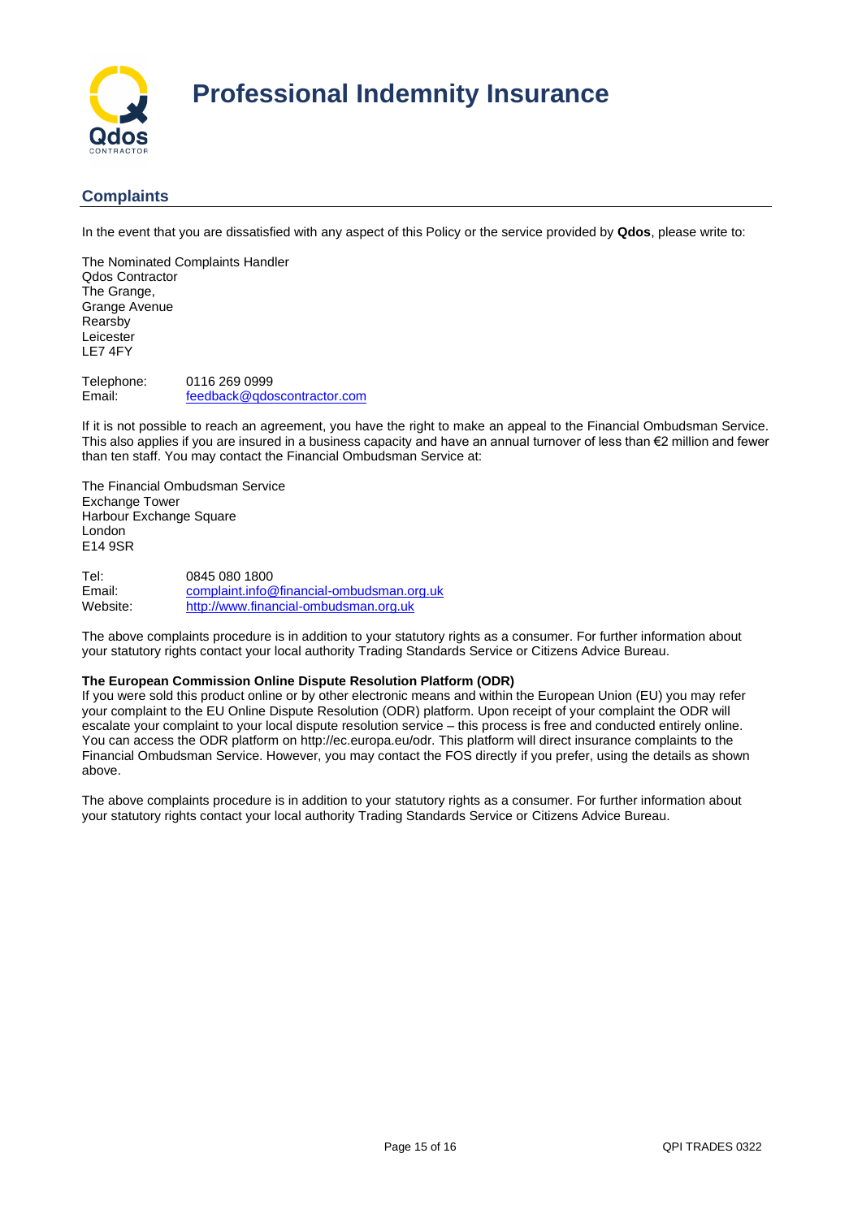# Professional Indemnity Insurance

## Complaints

In the event that you are dissatisfied with any aspect of this Policy or the service provided by **Qdos**, please write to:

The Nominated Complaints Handler
Qdos Contractor
The Grange,
Grange Avenue
Rearsby
Leicester
LE7 4FY

Telephone: 0116 269 0999
Email: feedback@qdoscontractor.com

If it is not possible to reach an agreement, you have the right to make an appeal to the Financial Ombudsman Service. This also applies if you are insured in a business capacity and have an annual turnover of less than €2 million and fewer than ten staff. You may contact the Financial Ombudsman Service at:

The Financial Ombudsman Service
Exchange Tower
Harbour Exchange Square
London
E14 9SR

Tel: 0845 080 1800
Email: complaint.info@financial-ombudsman.org.uk
Website: http://www.financial-ombudsman.org.uk

The above complaints procedure is in addition to your statutory rights as a consumer. For further information about your statutory rights contact your local authority Trading Standards Service or Citizens Advice Bureau.

**The European Commission Online Dispute Resolution Platform (ODR)**
If you were sold this product online or by other electronic means and within the European Union (EU) you may refer your complaint to the EU Online Dispute Resolution (ODR) platform. Upon receipt of your complaint the ODR will escalate your complaint to your local dispute resolution service – this process is free and conducted entirely online. You can access the ODR platform on http://ec.europa.eu/odr. This platform will direct insurance complaints to the Financial Ombudsman Service. However, you may contact the FOS directly if you prefer, using the details as shown above.

The above complaints procedure is in addition to your statutory rights as a consumer. For further information about your statutory rights contact your local authority Trading Standards Service or Citizens Advice Bureau.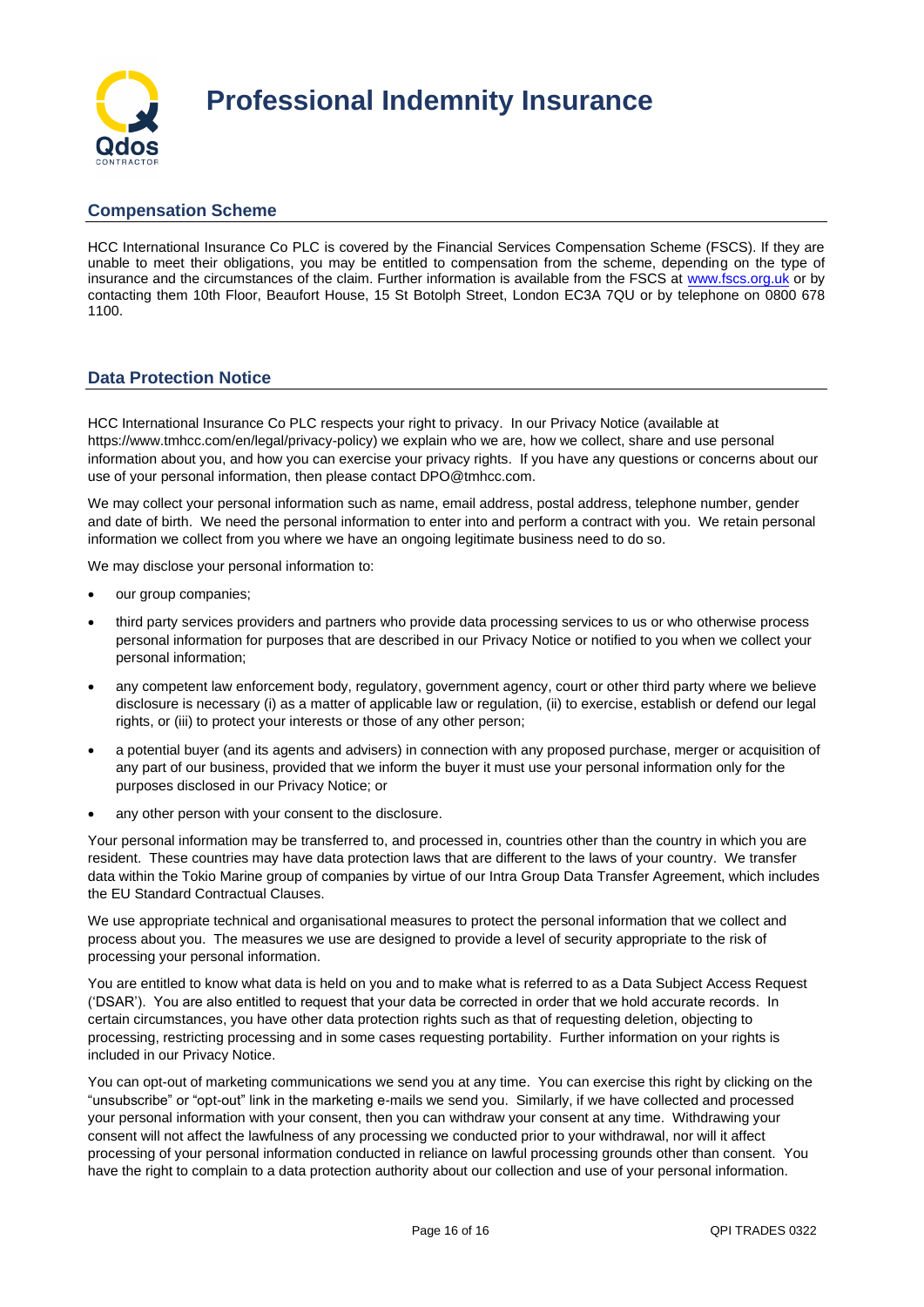# Professional Indemnity Insurance

## Compensation Scheme

HCC International Insurance Co PLC is covered by the Financial Services Compensation Scheme (FSCS). If they are unable to meet their obligations, you may be entitled to compensation from the scheme, depending on the type of insurance and the circumstances of the claim. Further information is available from the FSCS at www.fscs.org.uk or by contacting them 10th Floor, Beaufort House, 15 St Botolph Street, London EC3A 7QU or by telephone on 0800 678 1100.

## Data Protection Notice

HCC International Insurance Co PLC respects your right to privacy. In our Privacy Notice (available at https://www.tmhcc.com/en/legal/privacy-policy) we explain who we are, how we collect, share and use personal information about you, and how you can exercise your privacy rights. If you have any questions or concerns about our use of your personal information, then please contact DPO@tmhcc.com.

We may collect your personal information such as name, email address, postal address, telephone number, gender and date of birth. We need the personal information to enter into and perform a contract with you. We retain personal information we collect from you where we have an ongoing legitimate business need to do so.

We may disclose your personal information to:

- our group companies;
- third party services providers and partners who provide data processing services to us or who otherwise process personal information for purposes that are described in our Privacy Notice or notified to you when we collect your personal information;
- any competent law enforcement body, regulatory, government agency, court or other third party where we believe disclosure is necessary (i) as a matter of applicable law or regulation, (ii) to exercise, establish or defend our legal rights, or (iii) to protect your interests or those of any other person;
- a potential buyer (and its agents and advisers) in connection with any proposed purchase, merger or acquisition of any part of our business, provided that we inform the buyer it must use your personal information only for the purposes disclosed in our Privacy Notice; or
- any other person with your consent to the disclosure.

Your personal information may be transferred to, and processed in, countries other than the country in which you are resident. These countries may have data protection laws that are different to the laws of your country. We transfer data within the Tokio Marine group of companies by virtue of our Intra Group Data Transfer Agreement, which includes the EU Standard Contractual Clauses.

We use appropriate technical and organisational measures to protect the personal information that we collect and process about you. The measures we use are designed to provide a level of security appropriate to the risk of processing your personal information.

You are entitled to know what data is held on you and to make what is referred to as a Data Subject Access Request ('DSAR'). You are also entitled to request that your data be corrected in order that we hold accurate records. In certain circumstances, you have other data protection rights such as that of requesting deletion, objecting to processing, restricting processing and in some cases requesting portability. Further information on your rights is included in our Privacy Notice.

You can opt-out of marketing communications we send you at any time. You can exercise this right by clicking on the "unsubscribe" or "opt-out" link in the marketing e-mails we send you. Similarly, if we have collected and processed your personal information with your consent, then you can withdraw your consent at any time. Withdrawing your consent will not affect the lawfulness of any processing we conducted prior to your withdrawal, nor will it affect processing of your personal information conducted in reliance on lawful processing grounds other than consent. You have the right to complain to a data protection authority about our collection and use of your personal information.